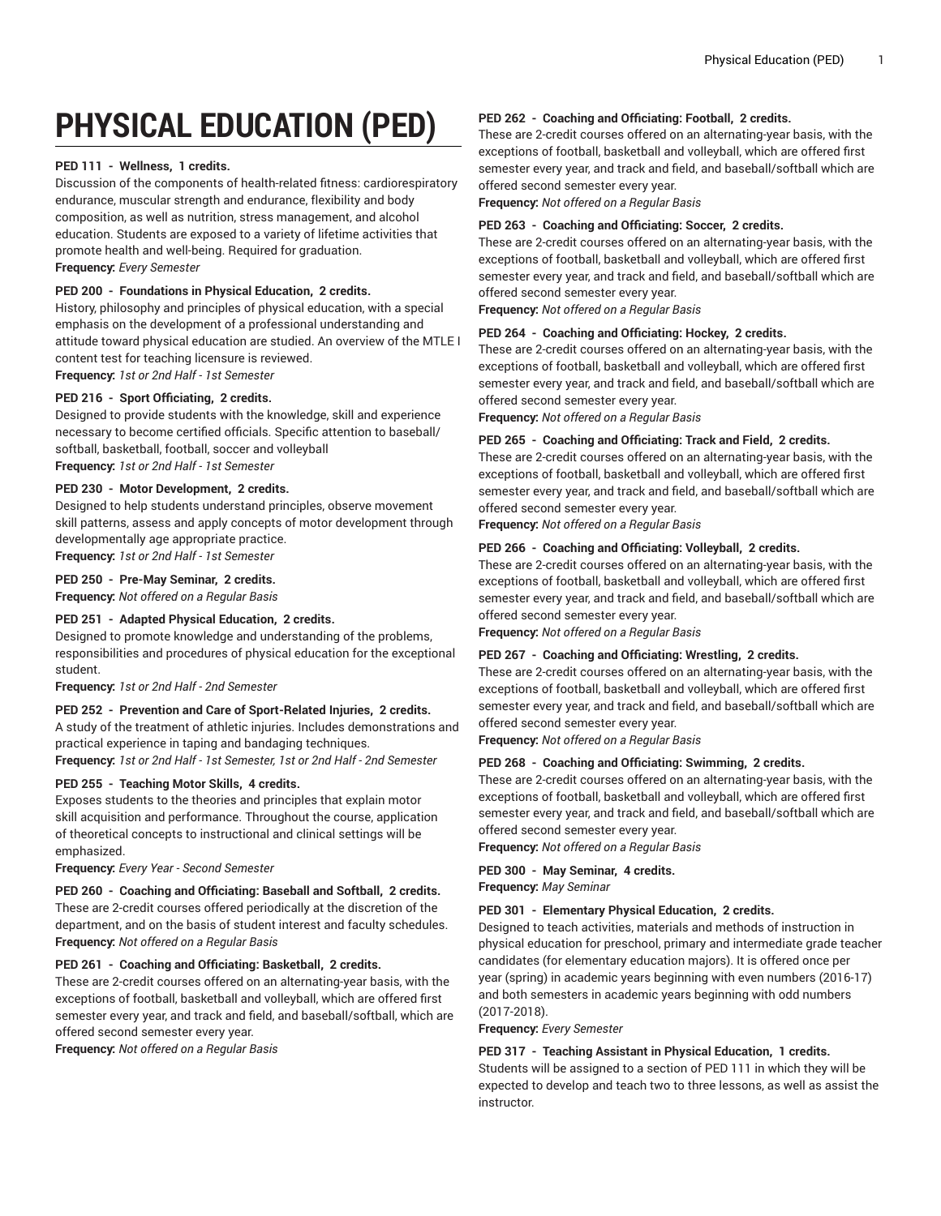# PHYSICAL EDUCATION (PED)

**PED 111 - Wellness, 1 credits.**
Discussion of the components of health-related fitness: cardiorespiratory endurance, muscular strength and endurance, flexibility and body composition, as well as nutrition, stress management, and alcohol education. Students are exposed to a variety of lifetime activities that promote health and well-being. Required for graduation.
**Frequency:** *Every Semester*

**PED 200 - Foundations in Physical Education, 2 credits.**
History, philosophy and principles of physical education, with a special emphasis on the development of a professional understanding and attitude toward physical education are studied. An overview of the MTLE I content test for teaching licensure is reviewed.
**Frequency:** *1st or 2nd Half - 1st Semester*

**PED 216 - Sport Officiating, 2 credits.**
Designed to provide students with the knowledge, skill and experience necessary to become certified officials. Specific attention to baseball/softball, basketball, football, soccer and volleyball
**Frequency:** *1st or 2nd Half - 1st Semester*

**PED 230 - Motor Development, 2 credits.**
Designed to help students understand principles, observe movement skill patterns, assess and apply concepts of motor development through developmentally age appropriate practice.
**Frequency:** *1st or 2nd Half - 1st Semester*

**PED 250 - Pre-May Seminar, 2 credits.**
**Frequency:** *Not offered on a Regular Basis*

**PED 251 - Adapted Physical Education, 2 credits.**
Designed to promote knowledge and understanding of the problems, responsibilities and procedures of physical education for the exceptional student.
**Frequency:** *1st or 2nd Half - 2nd Semester*

**PED 252 - Prevention and Care of Sport-Related Injuries, 2 credits.**
A study of the treatment of athletic injuries. Includes demonstrations and practical experience in taping and bandaging techniques.
**Frequency:** *1st or 2nd Half - 1st Semester, 1st or 2nd Half - 2nd Semester*

**PED 255 - Teaching Motor Skills, 4 credits.**
Exposes students to the theories and principles that explain motor skill acquisition and performance. Throughout the course, application of theoretical concepts to instructional and clinical settings will be emphasized.
**Frequency:** *Every Year - Second Semester*

**PED 260 - Coaching and Officiating: Baseball and Softball, 2 credits.**
These are 2-credit courses offered periodically at the discretion of the department, and on the basis of student interest and faculty schedules.
**Frequency:** *Not offered on a Regular Basis*

**PED 261 - Coaching and Officiating: Basketball, 2 credits.**
These are 2-credit courses offered on an alternating-year basis, with the exceptions of football, basketball and volleyball, which are offered first semester every year, and track and field, and baseball/softball, which are offered second semester every year.
**Frequency:** *Not offered on a Regular Basis*

**PED 262 - Coaching and Officiating: Football, 2 credits.**
These are 2-credit courses offered on an alternating-year basis, with the exceptions of football, basketball and volleyball, which are offered first semester every year, and track and field, and baseball/softball which are offered second semester every year.
**Frequency:** *Not offered on a Regular Basis*

**PED 263 - Coaching and Officiating: Soccer, 2 credits.**
These are 2-credit courses offered on an alternating-year basis, with the exceptions of football, basketball and volleyball, which are offered first semester every year, and track and field, and baseball/softball which are offered second semester every year.
**Frequency:** *Not offered on a Regular Basis*

**PED 264 - Coaching and Officiating: Hockey, 2 credits.**
These are 2-credit courses offered on an alternating-year basis, with the exceptions of football, basketball and volleyball, which are offered first semester every year, and track and field, and baseball/softball which are offered second semester every year.
**Frequency:** *Not offered on a Regular Basis*

**PED 265 - Coaching and Officiating: Track and Field, 2 credits.**
These are 2-credit courses offered on an alternating-year basis, with the exceptions of football, basketball and volleyball, which are offered first semester every year, and track and field, and baseball/softball which are offered second semester every year.
**Frequency:** *Not offered on a Regular Basis*

**PED 266 - Coaching and Officiating: Volleyball, 2 credits.**
These are 2-credit courses offered on an alternating-year basis, with the exceptions of football, basketball and volleyball, which are offered first semester every year, and track and field, and baseball/softball which are offered second semester every year.
**Frequency:** *Not offered on a Regular Basis*

**PED 267 - Coaching and Officiating: Wrestling, 2 credits.**
These are 2-credit courses offered on an alternating-year basis, with the exceptions of football, basketball and volleyball, which are offered first semester every year, and track and field, and baseball/softball which are offered second semester every year.
**Frequency:** *Not offered on a Regular Basis*

**PED 268 - Coaching and Officiating: Swimming, 2 credits.**
These are 2-credit courses offered on an alternating-year basis, with the exceptions of football, basketball and volleyball, which are offered first semester every year, and track and field, and baseball/softball which are offered second semester every year.
**Frequency:** *Not offered on a Regular Basis*

**PED 300 - May Seminar, 4 credits.**
**Frequency:** *May Seminar*

**PED 301 - Elementary Physical Education, 2 credits.**
Designed to teach activities, materials and methods of instruction in physical education for preschool, primary and intermediate grade teacher candidates (for elementary education majors). It is offered once per year (spring) in academic years beginning with even numbers (2016-17) and both semesters in academic years beginning with odd numbers (2017-2018).
**Frequency:** *Every Semester*

**PED 317 - Teaching Assistant in Physical Education, 1 credits.**
Students will be assigned to a section of PED 111 in which they will be expected to develop and teach two to three lessons, as well as assist the instructor.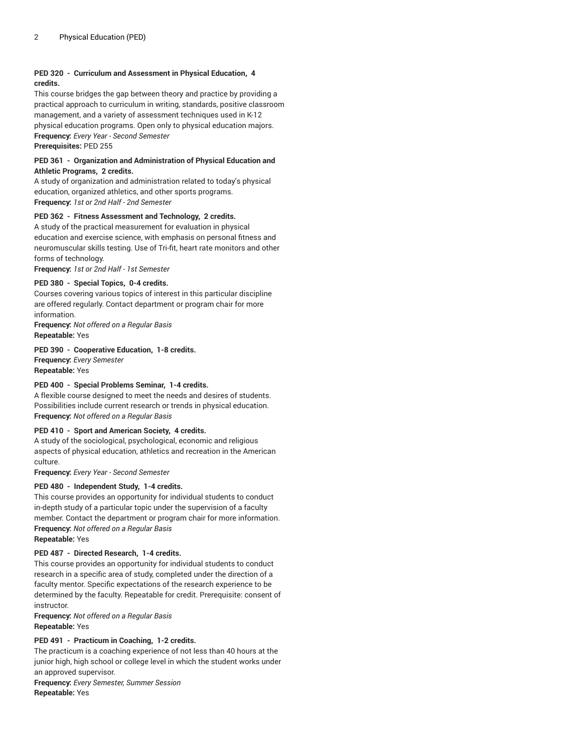**PED 320 - Curriculum and Assessment in Physical Education, 4 credits.**

This course bridges the gap between theory and practice by providing a practical approach to curriculum in writing, standards, positive classroom management, and a variety of assessment techniques used in K-12 physical education programs. Open only to physical education majors.

**Frequency:** *Every Year - Second Semester*

**Prerequisites:** PED 255

**PED 361 - Organization and Administration of Physical Education and Athletic Programs, 2 credits.**

A study of organization and administration related to today's physical education, organized athletics, and other sports programs.

**Frequency:** *1st or 2nd Half - 2nd Semester*

**PED 362 - Fitness Assessment and Technology, 2 credits.**

A study of the practical measurement for evaluation in physical education and exercise science, with emphasis on personal fitness and neuromuscular skills testing. Use of Tri-fit, heart rate monitors and other forms of technology.

**Frequency:** *1st or 2nd Half - 1st Semester*

**PED 380 - Special Topics, 0-4 credits.**

Courses covering various topics of interest in this particular discipline are offered regularly. Contact department or program chair for more information.

**Frequency:** *Not offered on a Regular Basis*

**Repeatable:** Yes

**PED 390 - Cooperative Education, 1-8 credits.**

**Frequency:** *Every Semester*

**Repeatable:** Yes

**PED 400 - Special Problems Seminar, 1-4 credits.**

A flexible course designed to meet the needs and desires of students. Possibilities include current research or trends in physical education.

**Frequency:** *Not offered on a Regular Basis*

**PED 410 - Sport and American Society, 4 credits.**

A study of the sociological, psychological, economic and religious aspects of physical education, athletics and recreation in the American culture.

**Frequency:** *Every Year - Second Semester*

**PED 480 - Independent Study, 1-4 credits.**

This course provides an opportunity for individual students to conduct in-depth study of a particular topic under the supervision of a faculty member. Contact the department or program chair for more information.

**Frequency:** *Not offered on a Regular Basis*

**Repeatable:** Yes

**PED 487 - Directed Research, 1-4 credits.**

This course provides an opportunity for individual students to conduct research in a specific area of study, completed under the direction of a faculty mentor. Specific expectations of the research experience to be determined by the faculty. Repeatable for credit. Prerequisite: consent of instructor.

**Frequency:** *Not offered on a Regular Basis*

**Repeatable:** Yes

**PED 491 - Practicum in Coaching, 1-2 credits.**

The practicum is a coaching experience of not less than 40 hours at the junior high, high school or college level in which the student works under an approved supervisor.

**Frequency:** *Every Semester, Summer Session*

**Repeatable:** Yes